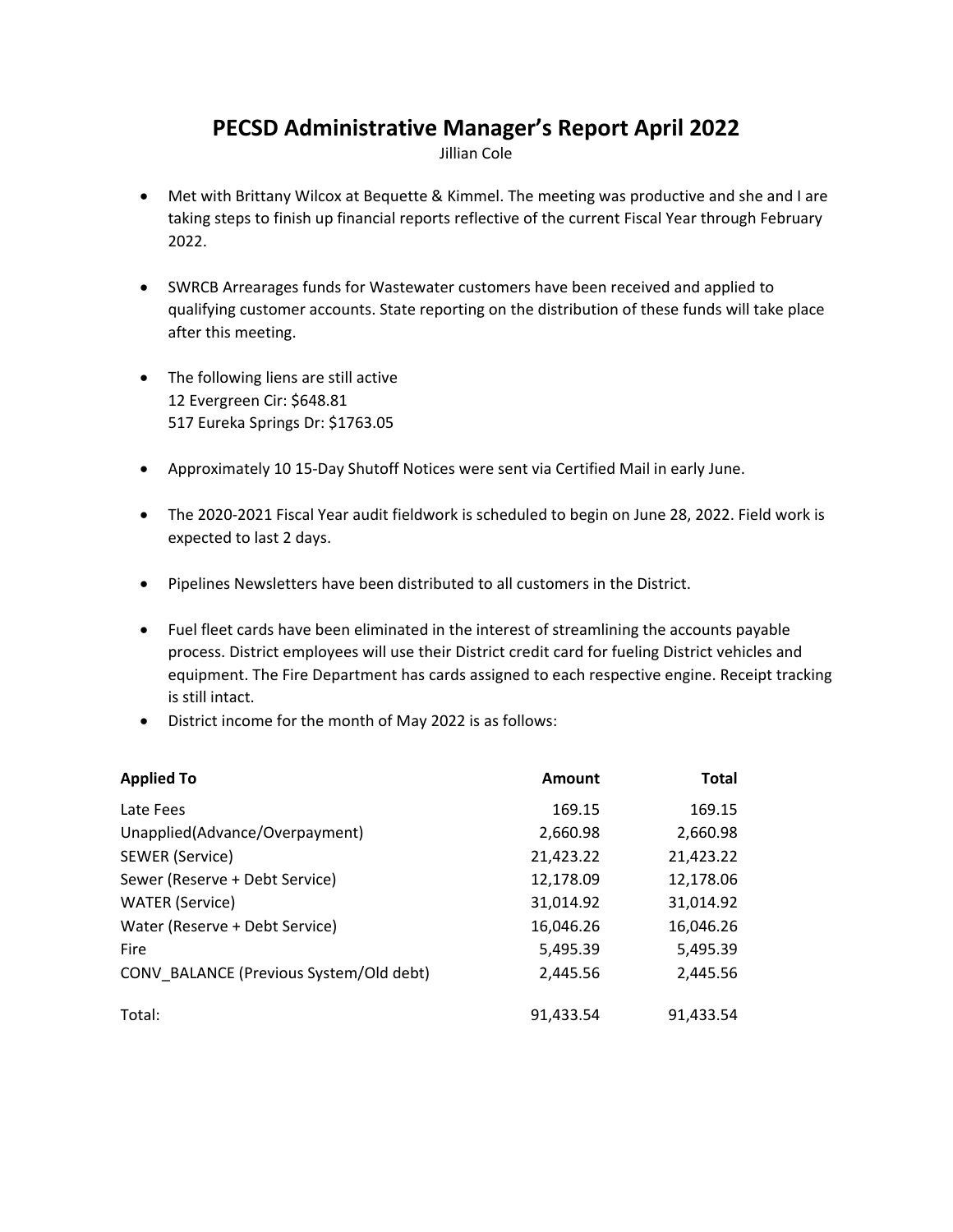# PECSD Administrative Manager's Report April 2022

Jillian Cole

- Met with Brittany Wilcox at Bequette & Kimmel. The meeting was productive and she and I are taking steps to finish up financial reports reflective of the current Fiscal Year through February 2022.
- SWRCB Arrearages funds for Wastewater customers have been received and applied to qualifying customer accounts. State reporting on the distribution of these funds will take place after this meeting.
- The following liens are still active
  12 Evergreen Cir: $648.81
  517 Eureka Springs Dr: $1763.05
- Approximately 10 15-Day Shutoff Notices were sent via Certified Mail in early June.
- The 2020-2021 Fiscal Year audit fieldwork is scheduled to begin on June 28, 2022. Field work is expected to last 2 days.
- Pipelines Newsletters have been distributed to all customers in the District.
- Fuel fleet cards have been eliminated in the interest of streamlining the accounts payable process. District employees will use their District credit card for fueling District vehicles and equipment. The Fire Department has cards assigned to each respective engine. Receipt tracking is still intact.
- District income for the month of May 2022 is as follows:

| Applied To | Amount | Total |
|---|---:|---:|
| Late Fees | 169.15 | 169.15 |
| Unapplied(Advance/Overpayment) | 2,660.98 | 2,660.98 |
| SEWER (Service) | 21,423.22 | 21,423.22 |
| Sewer (Reserve + Debt Service) | 12,178.09 | 12,178.06 |
| WATER (Service) | 31,014.92 | 31,014.92 |
| Water (Reserve + Debt Service) | 16,046.26 | 16,046.26 |
| Fire | 5,495.39 | 5,495.39 |
| CONV_BALANCE (Previous System/Old debt) | 2,445.56 | 2,445.56 |
| Total: | 91,433.54 | 91,433.54 |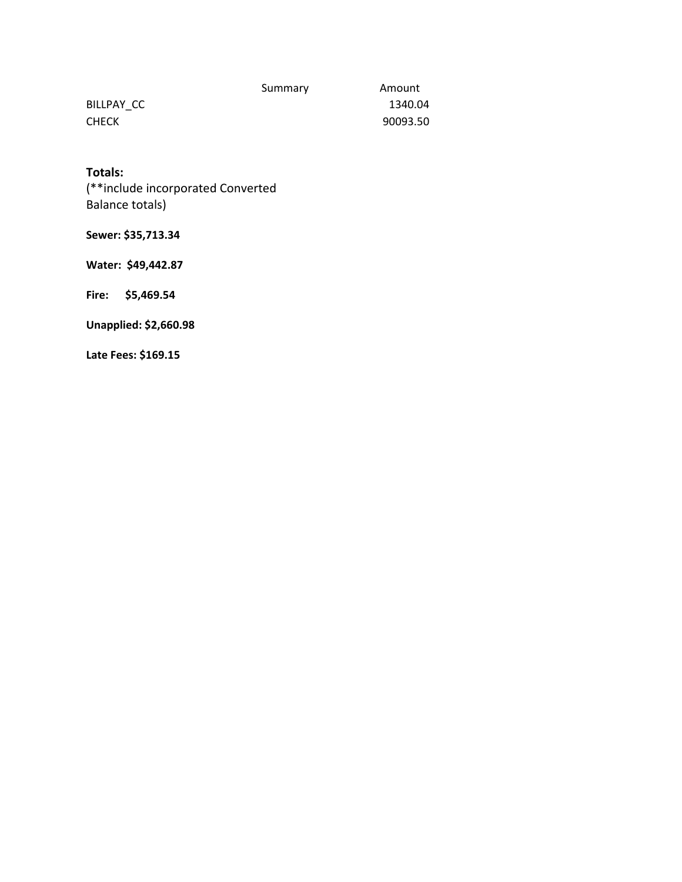| | Summary | Amount |
|---|---|---|
| BILLPAY_CC | | 1340.04 |
| CHECK | | 90093.50 |

**Totals:**
(**include incorporated Converted Balance totals)

**Sewer: $35,713.34**

**Water: $49,442.87**

**Fire: $5,469.54**

**Unapplied: $2,660.98**

**Late Fees: $169.15**